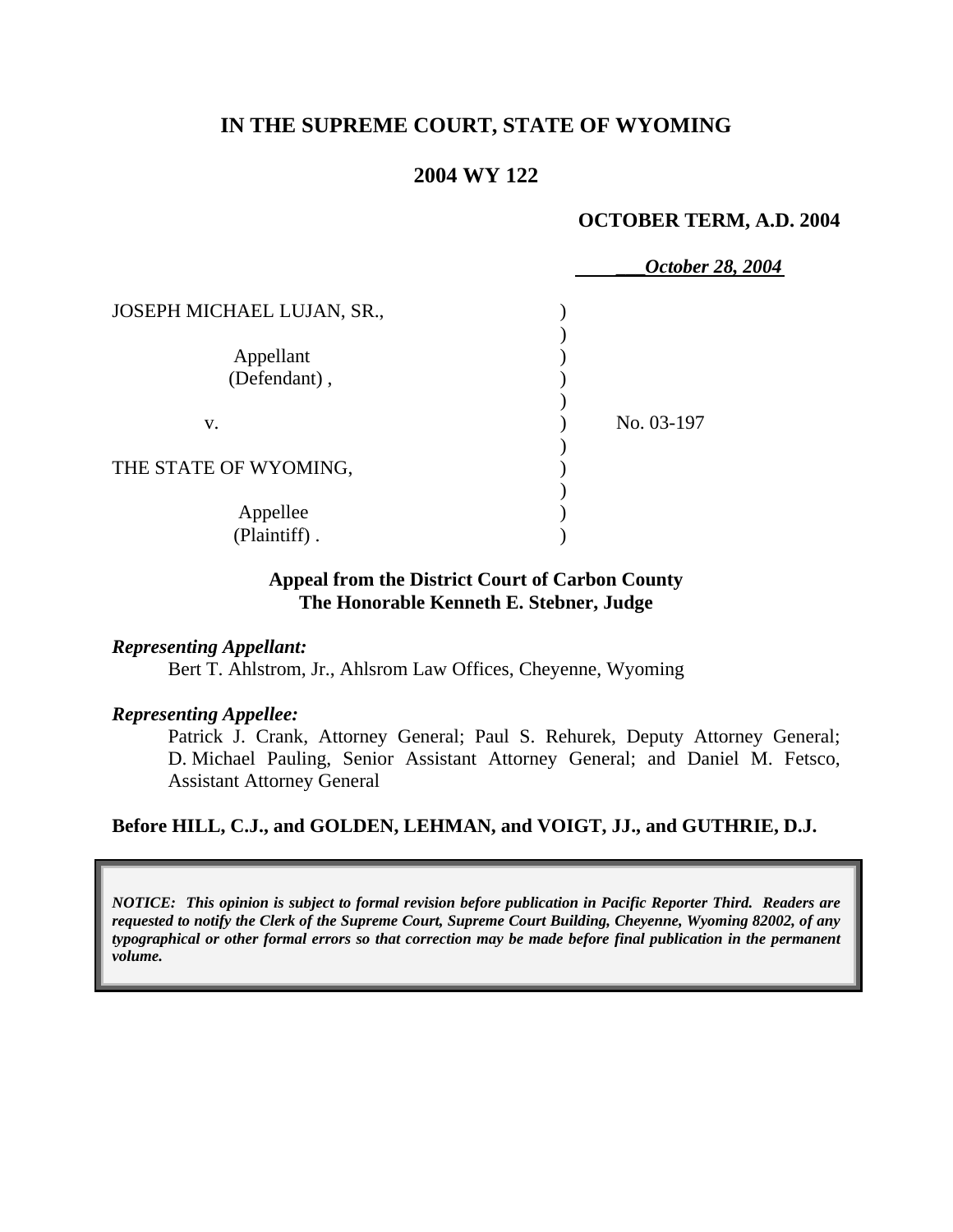**IN THE SUPREME COURT, STATE OF WYOMING**

**2004 WY 122**

**OCTOBER TERM, A.D. 2004**

***October 28, 2004***

| | | |
|---|---|---|
| JOSEPH MICHAEL LUJAN, SR., | ) | |
| | ) | |
| Appellant | ) | |
| (Defendant) , | ) | |
| | ) | |
| v. | ) | No. 03-197 |
| | ) | |
| THE STATE OF WYOMING, | ) | |
| | ) | |
| Appellee | ) | |
| (Plaintiff) . | ) | |

**Appeal from the District Court of Carbon County**
**The Honorable Kenneth E. Stebner, Judge**

***Representing Appellant:***

Bert T. Ahlstrom, Jr., Ahlsrom Law Offices, Cheyenne, Wyoming

***Representing Appellee:***

Patrick J. Crank, Attorney General; Paul S. Rehurek, Deputy Attorney General; D. Michael Pauling, Senior Assistant Attorney General; and Daniel M. Fetsco, Assistant Attorney General

**Before HILL, C.J., and GOLDEN, LEHMAN, and VOIGT, JJ., and GUTHRIE, D.J.**

***NOTICE: This opinion is subject to formal revision before publication in Pacific Reporter Third. Readers are requested to notify the Clerk of the Supreme Court, Supreme Court Building, Cheyenne, Wyoming 82002, of any typographical or other formal errors so that correction may be made before final publication in the permanent volume.***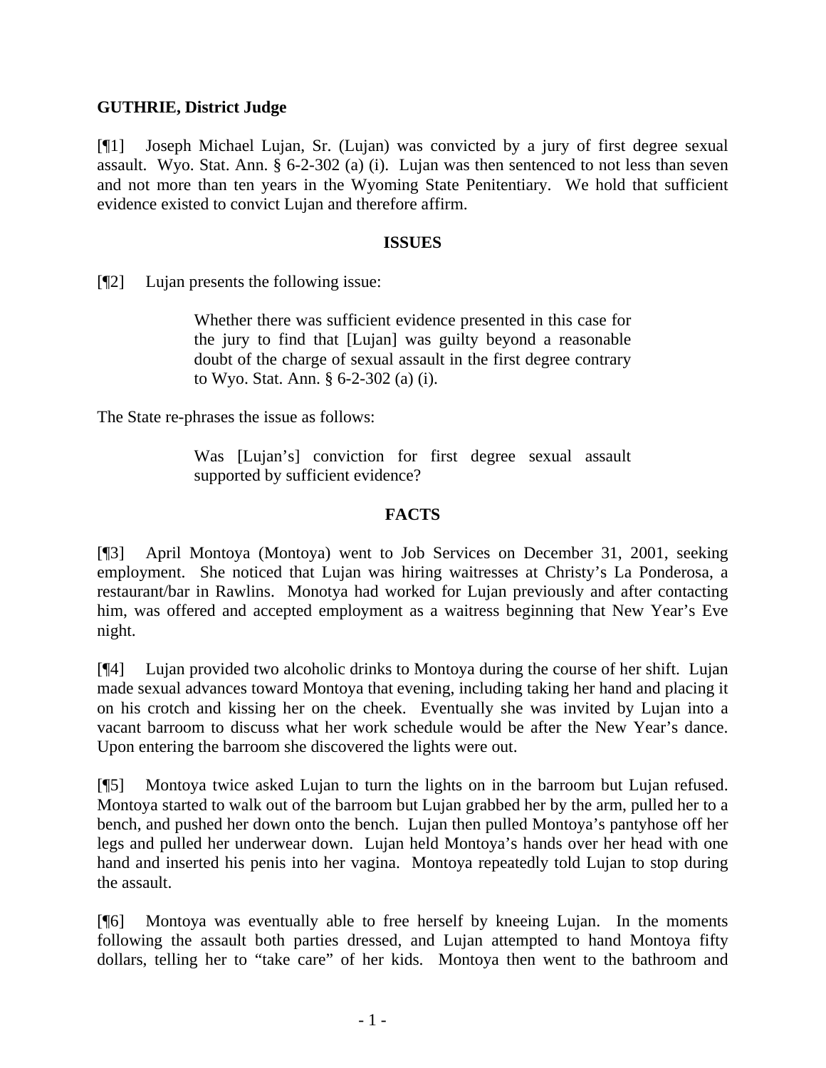**GUTHRIE, District Judge**

[¶1] Joseph Michael Lujan, Sr. (Lujan) was convicted by a jury of first degree sexual assault. Wyo. Stat. Ann. § 6-2-302 (a) (i). Lujan was then sentenced to not less than seven and not more than ten years in the Wyoming State Penitentiary. We hold that sufficient evidence existed to convict Lujan and therefore affirm.

## ISSUES

[¶2] Lujan presents the following issue:

> Whether there was sufficient evidence presented in this case for the jury to find that [Lujan] was guilty beyond a reasonable doubt of the charge of sexual assault in the first degree contrary to Wyo. Stat. Ann. § 6-2-302 (a) (i).

The State re-phrases the issue as follows:

> Was [Lujan's] conviction for first degree sexual assault supported by sufficient evidence?

## FACTS

[¶3] April Montoya (Montoya) went to Job Services on December 31, 2001, seeking employment. She noticed that Lujan was hiring waitresses at Christy's La Ponderosa, a restaurant/bar in Rawlins. Monotya had worked for Lujan previously and after contacting him, was offered and accepted employment as a waitress beginning that New Year's Eve night.

[¶4] Lujan provided two alcoholic drinks to Montoya during the course of her shift. Lujan made sexual advances toward Montoya that evening, including taking her hand and placing it on his crotch and kissing her on the cheek. Eventually she was invited by Lujan into a vacant barroom to discuss what her work schedule would be after the New Year's dance. Upon entering the barroom she discovered the lights were out.

[¶5] Montoya twice asked Lujan to turn the lights on in the barroom but Lujan refused. Montoya started to walk out of the barroom but Lujan grabbed her by the arm, pulled her to a bench, and pushed her down onto the bench. Lujan then pulled Montoya's pantyhose off her legs and pulled her underwear down. Lujan held Montoya's hands over her head with one hand and inserted his penis into her vagina. Montoya repeatedly told Lujan to stop during the assault.

[¶6] Montoya was eventually able to free herself by kneeing Lujan. In the moments following the assault both parties dressed, and Lujan attempted to hand Montoya fifty dollars, telling her to "take care" of her kids. Montoya then went to the bathroom and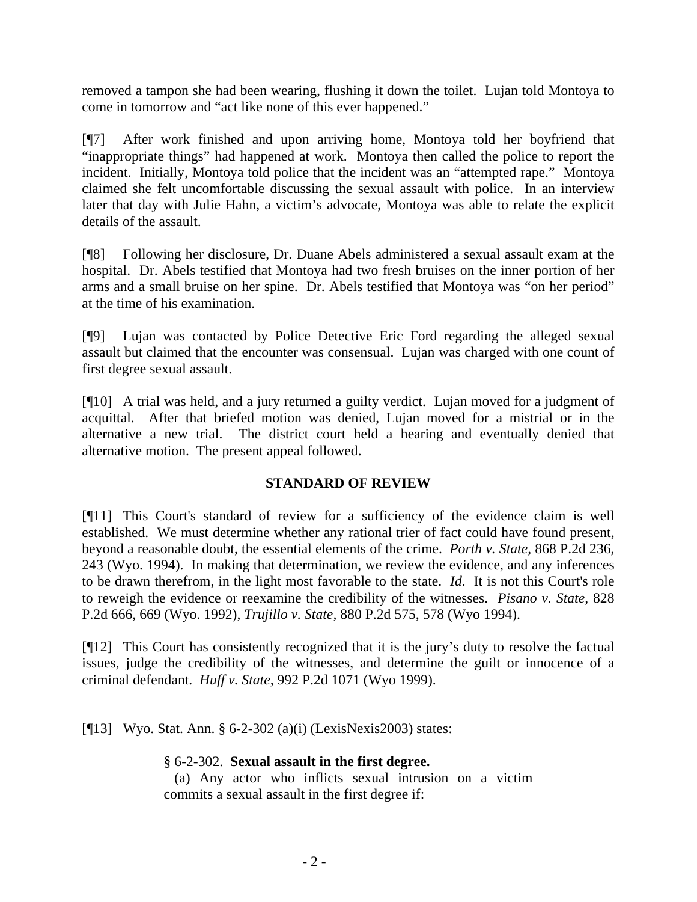removed a tampon she had been wearing, flushing it down the toilet. Lujan told Montoya to come in tomorrow and "act like none of this ever happened."

[¶7] After work finished and upon arriving home, Montoya told her boyfriend that "inappropriate things" had happened at work. Montoya then called the police to report the incident. Initially, Montoya told police that the incident was an "attempted rape." Montoya claimed she felt uncomfortable discussing the sexual assault with police. In an interview later that day with Julie Hahn, a victim's advocate, Montoya was able to relate the explicit details of the assault.

[¶8] Following her disclosure, Dr. Duane Abels administered a sexual assault exam at the hospital. Dr. Abels testified that Montoya had two fresh bruises on the inner portion of her arms and a small bruise on her spine. Dr. Abels testified that Montoya was "on her period" at the time of his examination.

[¶9] Lujan was contacted by Police Detective Eric Ford regarding the alleged sexual assault but claimed that the encounter was consensual. Lujan was charged with one count of first degree sexual assault.

[¶10] A trial was held, and a jury returned a guilty verdict. Lujan moved for a judgment of acquittal. After that briefed motion was denied, Lujan moved for a mistrial or in the alternative a new trial. The district court held a hearing and eventually denied that alternative motion. The present appeal followed.

## STANDARD OF REVIEW

[¶11] This Court's standard of review for a sufficiency of the evidence claim is well established. We must determine whether any rational trier of fact could have found present, beyond a reasonable doubt, the essential elements of the crime. *Porth v. State*, 868 P.2d 236, 243 (Wyo. 1994). In making that determination, we review the evidence, and any inferences to be drawn therefrom, in the light most favorable to the state. *Id*. It is not this Court's role to reweigh the evidence or reexamine the credibility of the witnesses. *Pisano v. State,* 828 P.2d 666, 669 (Wyo. 1992), *Trujillo v. State,* 880 P.2d 575, 578 (Wyo 1994).

[¶12] This Court has consistently recognized that it is the jury's duty to resolve the factual issues, judge the credibility of the witnesses, and determine the guilt or innocence of a criminal defendant. *Huff v. State,* 992 P.2d 1071 (Wyo 1999).

[¶13] Wyo. Stat. Ann. § 6-2-302 (a)(i) (LexisNexis2003) states:

> § 6-2-302. **Sexual assault in the first degree.**
>
> (a) Any actor who inflicts sexual intrusion on a victim commits a sexual assault in the first degree if: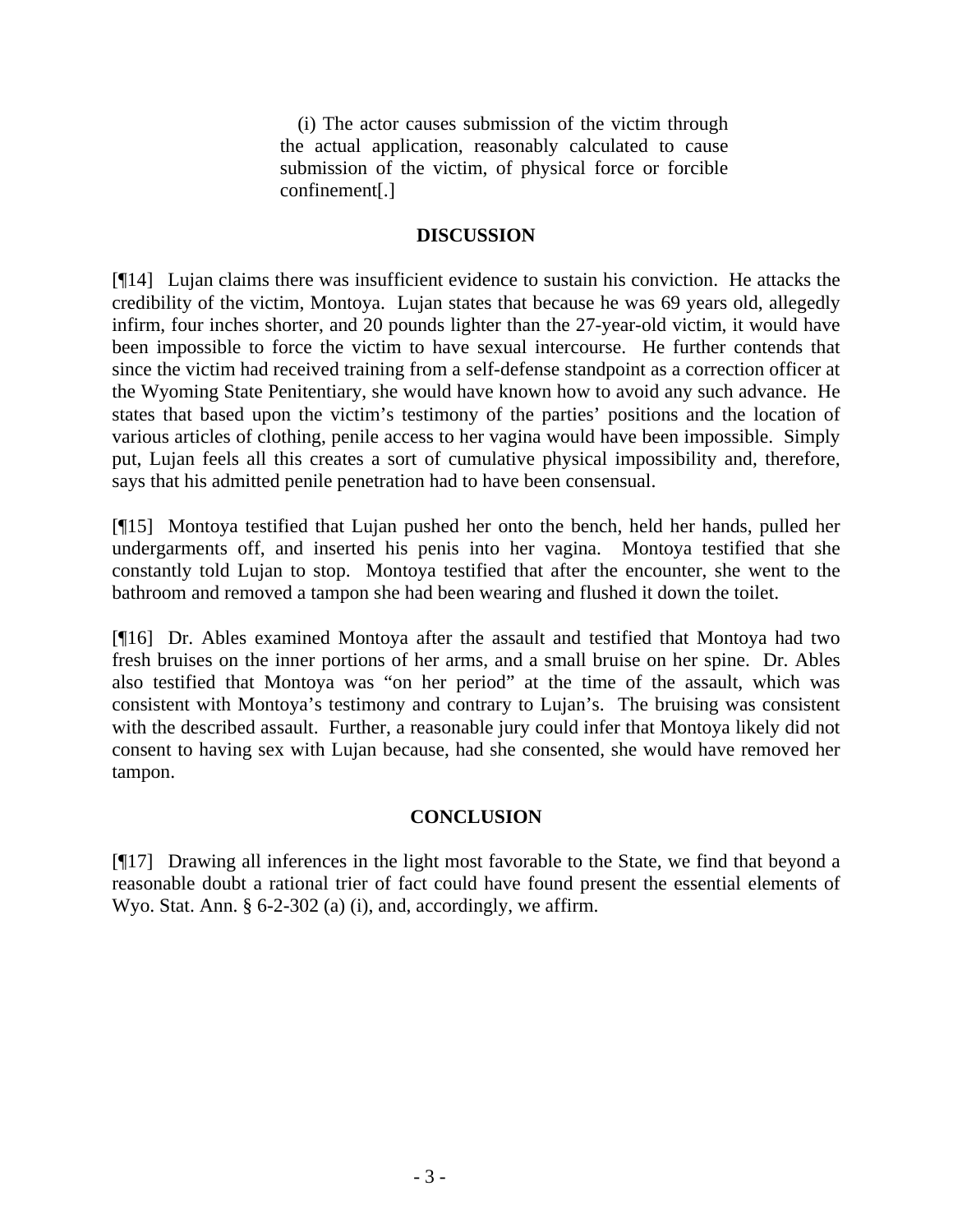> (i) The actor causes submission of the victim through the actual application, reasonably calculated to cause submission of the victim, of physical force or forcible confinement[.]

## DISCUSSION

[¶14] Lujan claims there was insufficient evidence to sustain his conviction. He attacks the credibility of the victim, Montoya. Lujan states that because he was 69 years old, allegedly infirm, four inches shorter, and 20 pounds lighter than the 27-year-old victim, it would have been impossible to force the victim to have sexual intercourse. He further contends that since the victim had received training from a self-defense standpoint as a correction officer at the Wyoming State Penitentiary, she would have known how to avoid any such advance. He states that based upon the victim's testimony of the parties' positions and the location of various articles of clothing, penile access to her vagina would have been impossible. Simply put, Lujan feels all this creates a sort of cumulative physical impossibility and, therefore, says that his admitted penile penetration had to have been consensual.

[¶15] Montoya testified that Lujan pushed her onto the bench, held her hands, pulled her undergarments off, and inserted his penis into her vagina. Montoya testified that she constantly told Lujan to stop. Montoya testified that after the encounter, she went to the bathroom and removed a tampon she had been wearing and flushed it down the toilet.

[¶16] Dr. Ables examined Montoya after the assault and testified that Montoya had two fresh bruises on the inner portions of her arms, and a small bruise on her spine. Dr. Ables also testified that Montoya was "on her period" at the time of the assault, which was consistent with Montoya's testimony and contrary to Lujan's. The bruising was consistent with the described assault. Further, a reasonable jury could infer that Montoya likely did not consent to having sex with Lujan because, had she consented, she would have removed her tampon.

## CONCLUSION

[¶17] Drawing all inferences in the light most favorable to the State, we find that beyond a reasonable doubt a rational trier of fact could have found present the essential elements of Wyo. Stat. Ann. § 6-2-302 (a) (i), and, accordingly, we affirm.